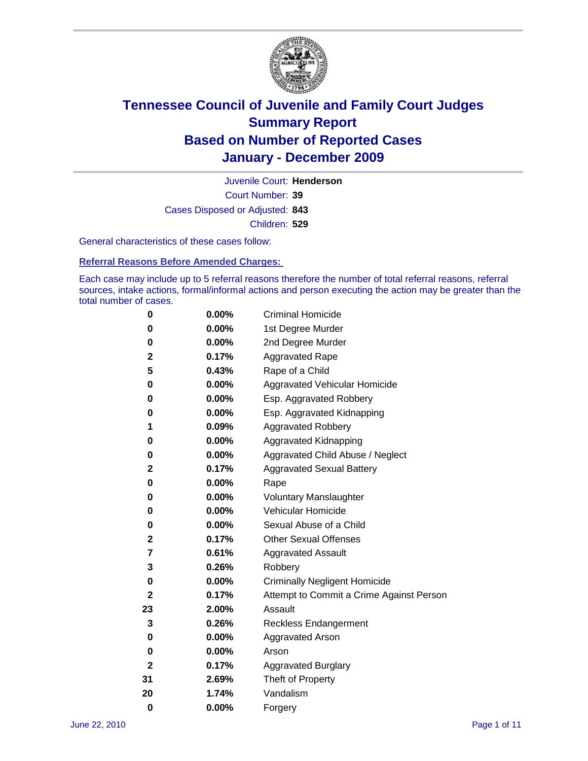# Tennessee Council of Juvenile and Family Court Judges
# Summary Report
# Based on Number of Reported Cases
# January - December 2009

Juvenile Court: **Henderson**

Court Number: **39**

Cases Disposed or Adjusted: **843**

Children: **529**

General characteristics of these cases follow:

**Referral Reasons Before Amended Charges:**

Each case may include up to 5 referral reasons therefore the number of total referral reasons, referral sources, intake actions, formal/informal actions and person executing the action may be greater than the total number of cases.

| Count | Percent | Referral Reason |
|---|---|---|
| 0 | 0.00% | Criminal Homicide |
| 0 | 0.00% | 1st Degree Murder |
| 0 | 0.00% | 2nd Degree Murder |
| 2 | 0.17% | Aggravated Rape |
| 5 | 0.43% | Rape of a Child |
| 0 | 0.00% | Aggravated Vehicular Homicide |
| 0 | 0.00% | Esp. Aggravated Robbery |
| 0 | 0.00% | Esp. Aggravated Kidnapping |
| 1 | 0.09% | Aggravated Robbery |
| 0 | 0.00% | Aggravated Kidnapping |
| 0 | 0.00% | Aggravated Child Abuse / Neglect |
| 2 | 0.17% | Aggravated Sexual Battery |
| 0 | 0.00% | Rape |
| 0 | 0.00% | Voluntary Manslaughter |
| 0 | 0.00% | Vehicular Homicide |
| 0 | 0.00% | Sexual Abuse of a Child |
| 2 | 0.17% | Other Sexual Offenses |
| 7 | 0.61% | Aggravated Assault |
| 3 | 0.26% | Robbery |
| 0 | 0.00% | Criminally Negligent Homicide |
| 2 | 0.17% | Attempt to Commit a Crime Against Person |
| 23 | 2.00% | Assault |
| 3 | 0.26% | Reckless Endangerment |
| 0 | 0.00% | Aggravated Arson |
| 0 | 0.00% | Arson |
| 2 | 0.17% | Aggravated Burglary |
| 31 | 2.69% | Theft of Property |
| 20 | 1.74% | Vandalism |
| 0 | 0.00% | Forgery |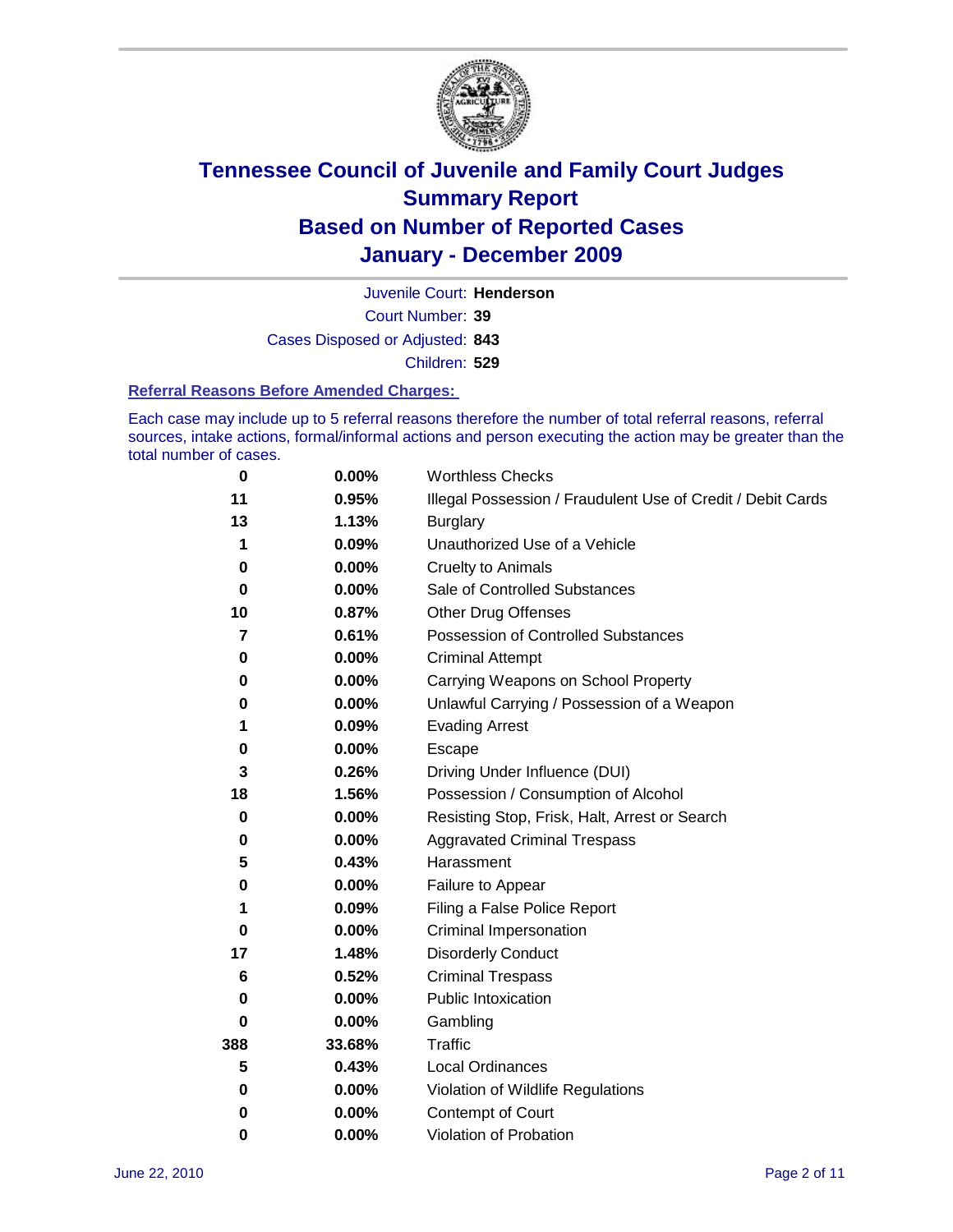# Tennessee Council of Juvenile and Family Court Judges
## Summary Report
## Based on Number of Reported Cases
## January - December 2009

Juvenile Court: **Henderson**

Court Number: **39**

Cases Disposed or Adjusted: **843**

Children: **529**

### Referral Reasons Before Amended Charges:

Each case may include up to 5 referral reasons therefore the number of total referral reasons, referral sources, intake actions, formal/informal actions and person executing the action may be greater than the total number of cases.

| Count | Percent | Referral Reason |
|---|---|---|
| 0 | 0.00% | Worthless Checks |
| 11 | 0.95% | Illegal Possession / Fraudulent Use of Credit / Debit Cards |
| 13 | 1.13% | Burglary |
| 1 | 0.09% | Unauthorized Use of a Vehicle |
| 0 | 0.00% | Cruelty to Animals |
| 0 | 0.00% | Sale of Controlled Substances |
| 10 | 0.87% | Other Drug Offenses |
| 7 | 0.61% | Possession of Controlled Substances |
| 0 | 0.00% | Criminal Attempt |
| 0 | 0.00% | Carrying Weapons on School Property |
| 0 | 0.00% | Unlawful Carrying / Possession of a Weapon |
| 1 | 0.09% | Evading Arrest |
| 0 | 0.00% | Escape |
| 3 | 0.26% | Driving Under Influence (DUI) |
| 18 | 1.56% | Possession / Consumption of Alcohol |
| 0 | 0.00% | Resisting Stop, Frisk, Halt, Arrest or Search |
| 0 | 0.00% | Aggravated Criminal Trespass |
| 5 | 0.43% | Harassment |
| 0 | 0.00% | Failure to Appear |
| 1 | 0.09% | Filing a False Police Report |
| 0 | 0.00% | Criminal Impersonation |
| 17 | 1.48% | Disorderly Conduct |
| 6 | 0.52% | Criminal Trespass |
| 0 | 0.00% | Public Intoxication |
| 0 | 0.00% | Gambling |
| 388 | 33.68% | Traffic |
| 5 | 0.43% | Local Ordinances |
| 0 | 0.00% | Violation of Wildlife Regulations |
| 0 | 0.00% | Contempt of Court |
| 0 | 0.00% | Violation of Probation |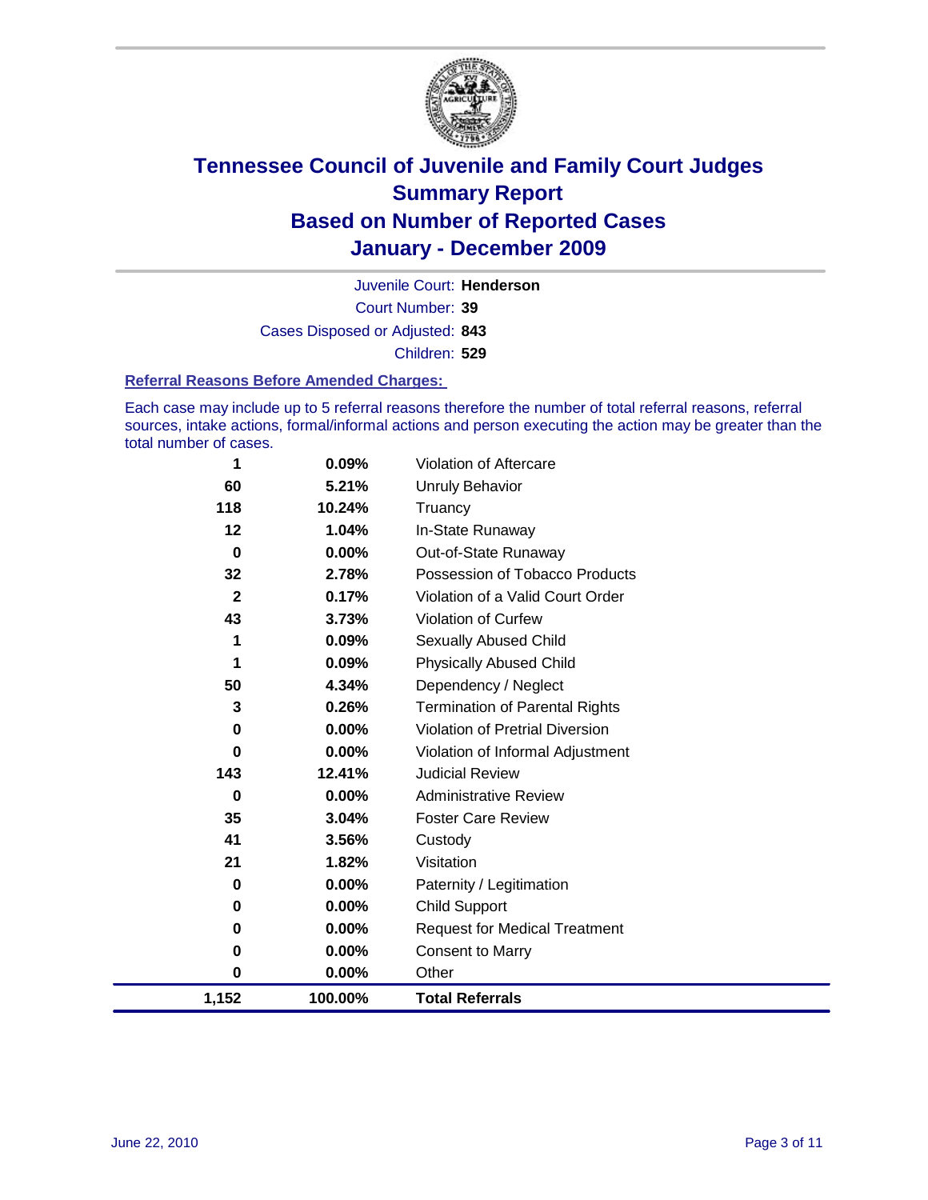# Tennessee Council of Juvenile and Family Court Judges
## Summary Report
## Based on Number of Reported Cases
## January - December 2009

Juvenile Court: **Henderson**
Court Number: **39**
Cases Disposed or Adjusted: **843**
Children: **529**

### Referral Reasons Before Amended Charges:

Each case may include up to 5 referral reasons therefore the number of total referral reasons, referral sources, intake actions, formal/informal actions and person executing the action may be greater than the total number of cases.

| | | |
|---|---|---|
| 1 | 0.09% | Violation of Aftercare |
| 60 | 5.21% | Unruly Behavior |
| 118 | 10.24% | Truancy |
| 12 | 1.04% | In-State Runaway |
| 0 | 0.00% | Out-of-State Runaway |
| 32 | 2.78% | Possession of Tobacco Products |
| 2 | 0.17% | Violation of a Valid Court Order |
| 43 | 3.73% | Violation of Curfew |
| 1 | 0.09% | Sexually Abused Child |
| 1 | 0.09% | Physically Abused Child |
| 50 | 4.34% | Dependency / Neglect |
| 3 | 0.26% | Termination of Parental Rights |
| 0 | 0.00% | Violation of Pretrial Diversion |
| 0 | 0.00% | Violation of Informal Adjustment |
| 143 | 12.41% | Judicial Review |
| 0 | 0.00% | Administrative Review |
| 35 | 3.04% | Foster Care Review |
| 41 | 3.56% | Custody |
| 21 | 1.82% | Visitation |
| 0 | 0.00% | Paternity / Legitimation |
| 0 | 0.00% | Child Support |
| 0 | 0.00% | Request for Medical Treatment |
| 0 | 0.00% | Consent to Marry |
| 0 | 0.00% | Other |
| **1,152** | **100.00%** | **Total Referrals** |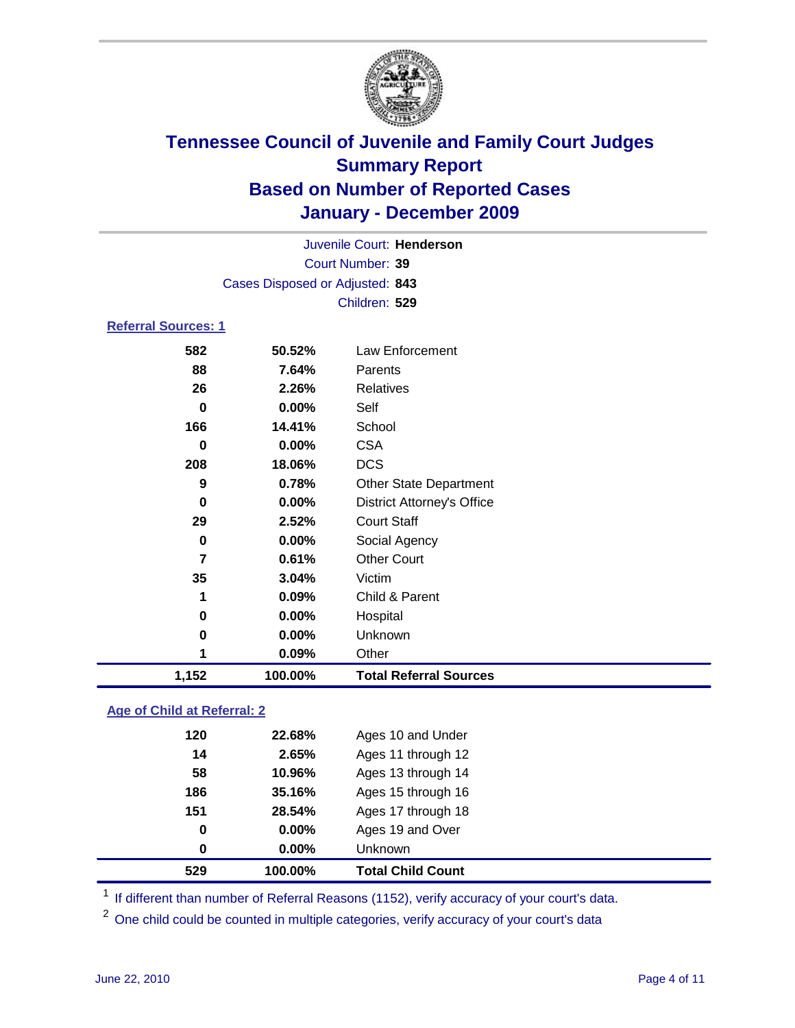# Tennessee Council of Juvenile and Family Court Judges
## Summary Report
## Based on Number of Reported Cases
## January - December 2009

Juvenile Court: **Henderson**
Court Number: **39**
Cases Disposed or Adjusted: **843**
Children: **529**

### Referral Sources: 1

| | | |
|---|---|---|
| 582 | 50.52% | Law Enforcement |
| 88 | 7.64% | Parents |
| 26 | 2.26% | Relatives |
| 0 | 0.00% | Self |
| 166 | 14.41% | School |
| 0 | 0.00% | CSA |
| 208 | 18.06% | DCS |
| 9 | 0.78% | Other State Department |
| 0 | 0.00% | District Attorney's Office |
| 29 | 2.52% | Court Staff |
| 0 | 0.00% | Social Agency |
| 7 | 0.61% | Other Court |
| 35 | 3.04% | Victim |
| 1 | 0.09% | Child & Parent |
| 0 | 0.00% | Hospital |
| 0 | 0.00% | Unknown |
| 1 | 0.09% | Other |
| **1,152** | **100.00%** | **Total Referral Sources** |

### Age of Child at Referral: 2

| | | |
|---|---|---|
| 120 | 22.68% | Ages 10 and Under |
| 14 | 2.65% | Ages 11 through 12 |
| 58 | 10.96% | Ages 13 through 14 |
| 186 | 35.16% | Ages 15 through 16 |
| 151 | 28.54% | Ages 17 through 18 |
| 0 | 0.00% | Ages 19 and Over |
| 0 | 0.00% | Unknown |
| **529** | **100.00%** | **Total Child Count** |

[1] If different than number of Referral Reasons (1152), verify accuracy of your court's data.

[2] One child could be counted in multiple categories, verify accuracy of your court's data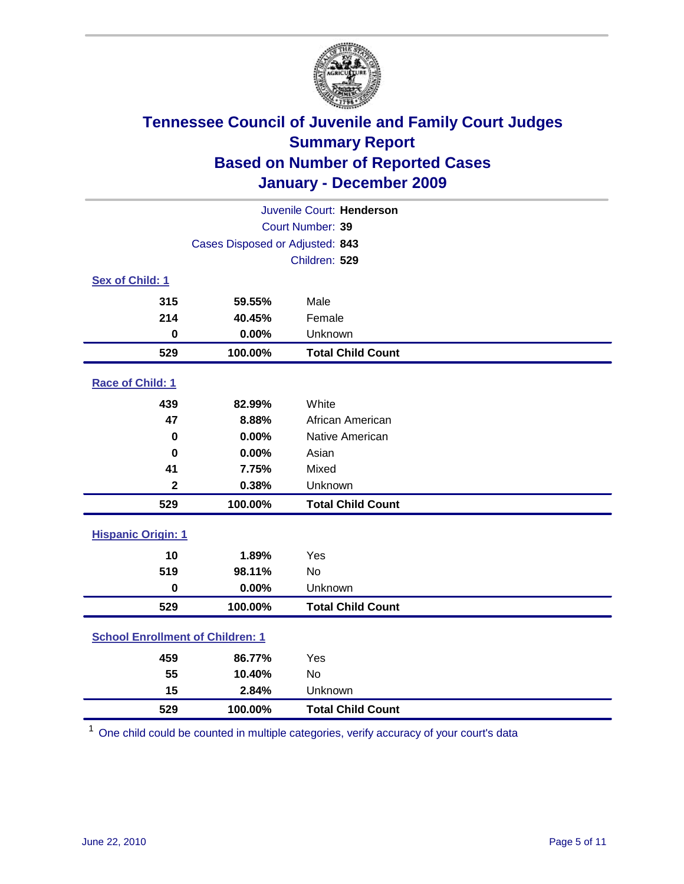# Tennessee Council of Juvenile and Family Court Judges
## Summary Report
## Based on Number of Reported Cases
## January - December 2009

Juvenile Court: **Henderson**

Court Number: **39**

Cases Disposed or Adjusted: **843**

Children: **529**

### Sex of Child: 1

| Count | Percent | Category |
|---|---|---|
| 315 | 59.55% | Male |
| 214 | 40.45% | Female |
| 0 | 0.00% | Unknown |
| **529** | **100.00%** | **Total Child Count** |

### Race of Child: 1

| Count | Percent | Category |
|---|---|---|
| 439 | 82.99% | White |
| 47 | 8.88% | African American |
| 0 | 0.00% | Native American |
| 0 | 0.00% | Asian |
| 41 | 7.75% | Mixed |
| 2 | 0.38% | Unknown |
| **529** | **100.00%** | **Total Child Count** |

### Hispanic Origin: 1

| Count | Percent | Category |
|---|---|---|
| 10 | 1.89% | Yes |
| 519 | 98.11% | No |
| 0 | 0.00% | Unknown |
| **529** | **100.00%** | **Total Child Count** |

### School Enrollment of Children: 1

| Count | Percent | Category |
|---|---|---|
| 459 | 86.77% | Yes |
| 55 | 10.40% | No |
| 15 | 2.84% | Unknown |
| **529** | **100.00%** | **Total Child Count** |

[1] One child could be counted in multiple categories, verify accuracy of your court's data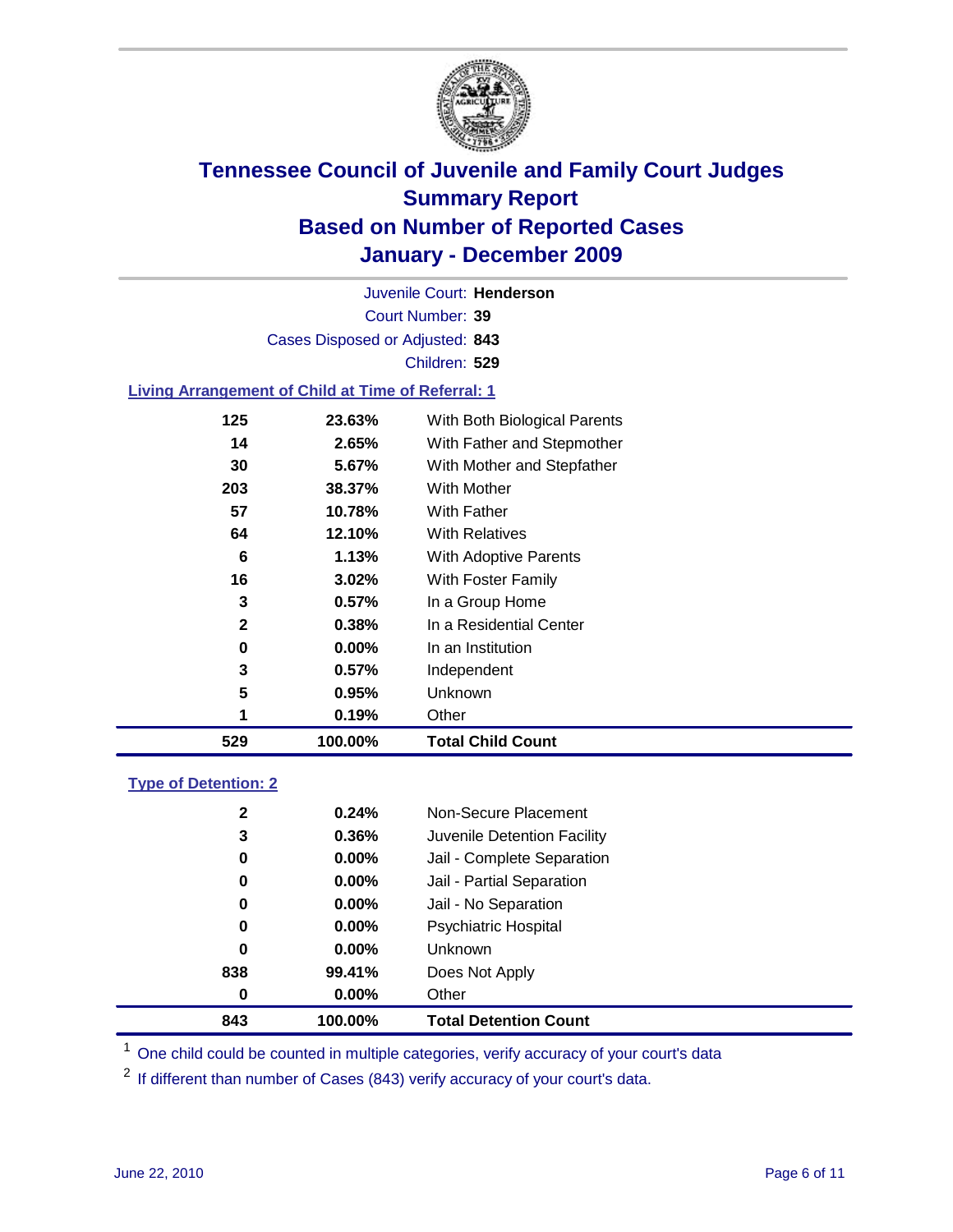# Tennessee Council of Juvenile and Family Court Judges
## Summary Report
## Based on Number of Reported Cases
## January - December 2009

Juvenile Court: **Henderson**

Court Number: **39**

Cases Disposed or Adjusted: **843**

Children: **529**

### Living Arrangement of Child at Time of Referral: 1

| Count | Percent | Category |
|---|---|---|
| 125 | 23.63% | With Both Biological Parents |
| 14 | 2.65% | With Father and Stepmother |
| 30 | 5.67% | With Mother and Stepfather |
| 203 | 38.37% | With Mother |
| 57 | 10.78% | With Father |
| 64 | 12.10% | With Relatives |
| 6 | 1.13% | With Adoptive Parents |
| 16 | 3.02% | With Foster Family |
| 3 | 0.57% | In a Group Home |
| 2 | 0.38% | In a Residential Center |
| 0 | 0.00% | In an Institution |
| 3 | 0.57% | Independent |
| 5 | 0.95% | Unknown |
| 1 | 0.19% | Other |
| **529** | **100.00%** | **Total Child Count** |

### Type of Detention: 2

| Count | Percent | Category |
|---|---|---|
| 2 | 0.24% | Non-Secure Placement |
| 3 | 0.36% | Juvenile Detention Facility |
| 0 | 0.00% | Jail - Complete Separation |
| 0 | 0.00% | Jail - Partial Separation |
| 0 | 0.00% | Jail - No Separation |
| 0 | 0.00% | Psychiatric Hospital |
| 0 | 0.00% | Unknown |
| 838 | 99.41% | Does Not Apply |
| 0 | 0.00% | Other |
| **843** | **100.00%** | **Total Detention Count** |

[1] One child could be counted in multiple categories, verify accuracy of your court's data

[2] If different than number of Cases (843) verify accuracy of your court's data.

June 22, 2010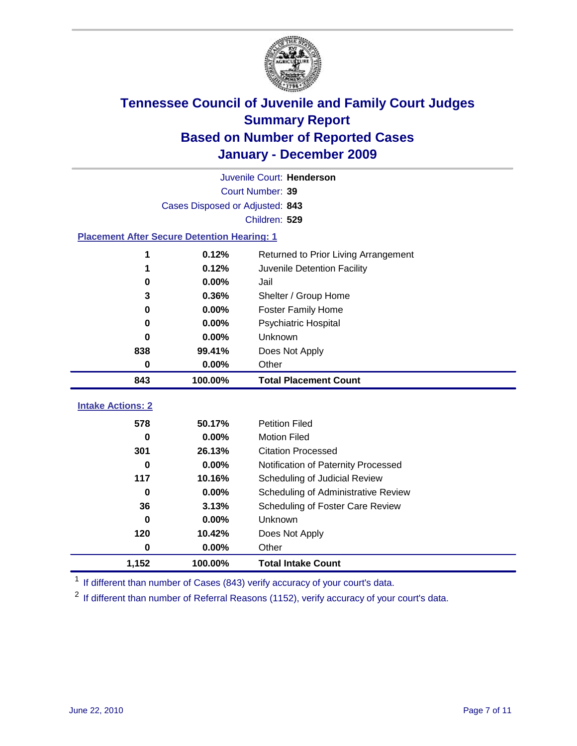# Tennessee Council of Juvenile and Family Court Judges
## Summary Report
## Based on Number of Reported Cases
## January - December 2009

Juvenile Court: **Henderson**

Court Number: **39**

Cases Disposed or Adjusted: **843**

Children: **529**

### Placement After Secure Detention Hearing: 1

| | | |
|---|---|---|
| 1 | 0.12% | Returned to Prior Living Arrangement |
| 1 | 0.12% | Juvenile Detention Facility |
| 0 | 0.00% | Jail |
| 3 | 0.36% | Shelter / Group Home |
| 0 | 0.00% | Foster Family Home |
| 0 | 0.00% | Psychiatric Hospital |
| 0 | 0.00% | Unknown |
| 838 | 99.41% | Does Not Apply |
| 0 | 0.00% | Other |
| **843** | **100.00%** | **Total Placement Count** |

### Intake Actions: 2

| | | |
|---|---|---|
| 578 | 50.17% | Petition Filed |
| 0 | 0.00% | Motion Filed |
| 301 | 26.13% | Citation Processed |
| 0 | 0.00% | Notification of Paternity Processed |
| 117 | 10.16% | Scheduling of Judicial Review |
| 0 | 0.00% | Scheduling of Administrative Review |
| 36 | 3.13% | Scheduling of Foster Care Review |
| 0 | 0.00% | Unknown |
| 120 | 10.42% | Does Not Apply |
| 0 | 0.00% | Other |
| **1,152** | **100.00%** | **Total Intake Count** |

[1] If different than number of Cases (843) verify accuracy of your court's data.

[2] If different than number of Referral Reasons (1152), verify accuracy of your court's data.

June 22, 2010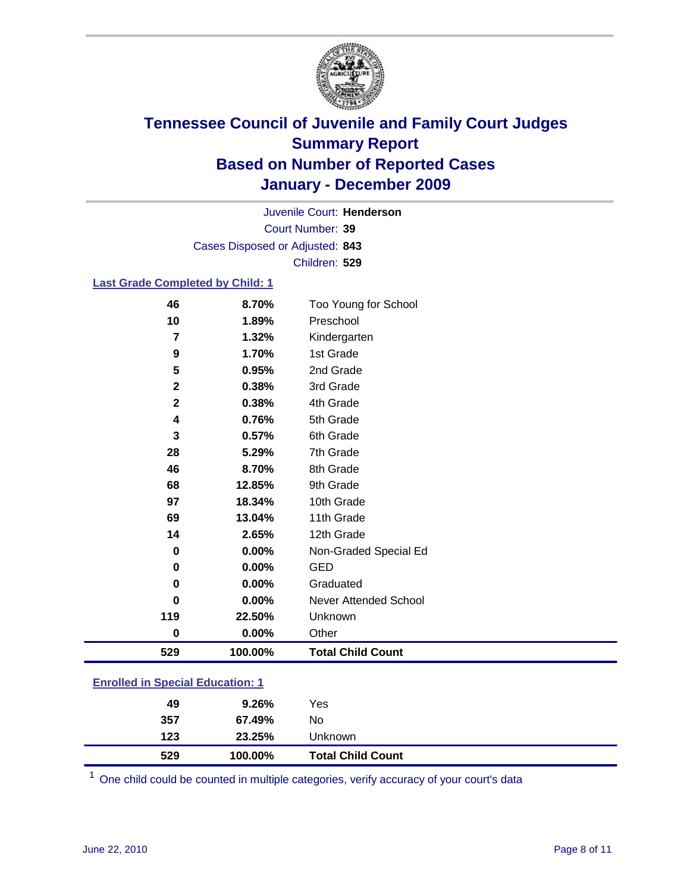# Tennessee Council of Juvenile and Family Court Judges
## Summary Report
## Based on Number of Reported Cases
## January - December 2009

Juvenile Court: **Henderson**

Court Number: **39**

Cases Disposed or Adjusted: **843**

Children: **529**

### Last Grade Completed by Child: 1

| Count | Percent | Category |
|---|---|---|
| 46 | 8.70% | Too Young for School |
| 10 | 1.89% | Preschool |
| 7 | 1.32% | Kindergarten |
| 9 | 1.70% | 1st Grade |
| 5 | 0.95% | 2nd Grade |
| 2 | 0.38% | 3rd Grade |
| 2 | 0.38% | 4th Grade |
| 4 | 0.76% | 5th Grade |
| 3 | 0.57% | 6th Grade |
| 28 | 5.29% | 7th Grade |
| 46 | 8.70% | 8th Grade |
| 68 | 12.85% | 9th Grade |
| 97 | 18.34% | 10th Grade |
| 69 | 13.04% | 11th Grade |
| 14 | 2.65% | 12th Grade |
| 0 | 0.00% | Non-Graded Special Ed |
| 0 | 0.00% | GED |
| 0 | 0.00% | Graduated |
| 0 | 0.00% | Never Attended School |
| 119 | 22.50% | Unknown |
| 0 | 0.00% | Other |
| **529** | **100.00%** | **Total Child Count** |

### Enrolled in Special Education: 1

| Count | Percent | Category |
|---|---|---|
| 49 | 9.26% | Yes |
| 357 | 67.49% | No |
| 123 | 23.25% | Unknown |
| **529** | **100.00%** | **Total Child Count** |

[1] One child could be counted in multiple categories, verify accuracy of your court's data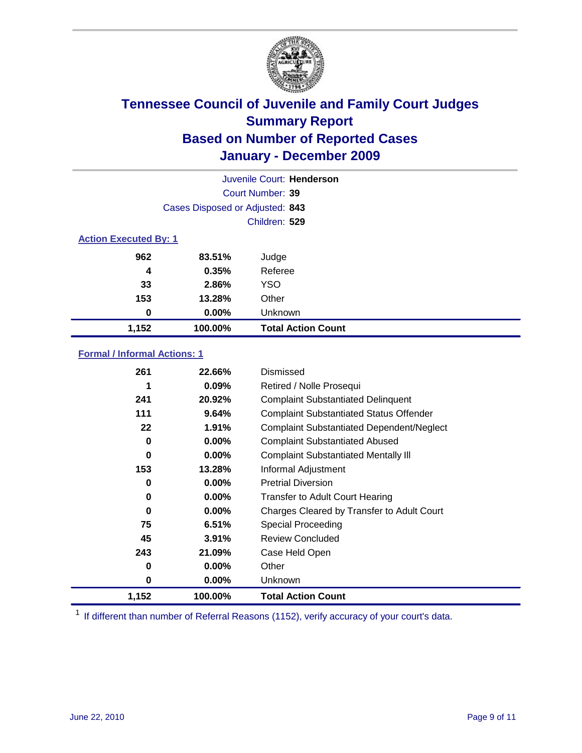# Tennessee Council of Juvenile and Family Court Judges
## Summary Report
## Based on Number of Reported Cases
## January - December 2009

Juvenile Court: **Henderson**

Court Number: **39**

Cases Disposed or Adjusted: **843**

Children: **529**

### Action Executed By: 1

| | | |
|---|---|---|
| 962 | 83.51% | Judge |
| 4 | 0.35% | Referee |
| 33 | 2.86% | YSO |
| 153 | 13.28% | Other |
| 0 | 0.00% | Unknown |
| **1,152** | **100.00%** | **Total Action Count** |

### Formal / Informal Actions: 1

| | | |
|---|---|---|
| 261 | 22.66% | Dismissed |
| 1 | 0.09% | Retired / Nolle Prosequi |
| 241 | 20.92% | Complaint Substantiated Delinquent |
| 111 | 9.64% | Complaint Substantiated Status Offender |
| 22 | 1.91% | Complaint Substantiated Dependent/Neglect |
| 0 | 0.00% | Complaint Substantiated Abused |
| 0 | 0.00% | Complaint Substantiated Mentally Ill |
| 153 | 13.28% | Informal Adjustment |
| 0 | 0.00% | Pretrial Diversion |
| 0 | 0.00% | Transfer to Adult Court Hearing |
| 0 | 0.00% | Charges Cleared by Transfer to Adult Court |
| 75 | 6.51% | Special Proceeding |
| 45 | 3.91% | Review Concluded |
| 243 | 21.09% | Case Held Open |
| 0 | 0.00% | Other |
| 0 | 0.00% | Unknown |
| **1,152** | **100.00%** | **Total Action Count** |

[1] If different than number of Referral Reasons (1152), verify accuracy of your court's data.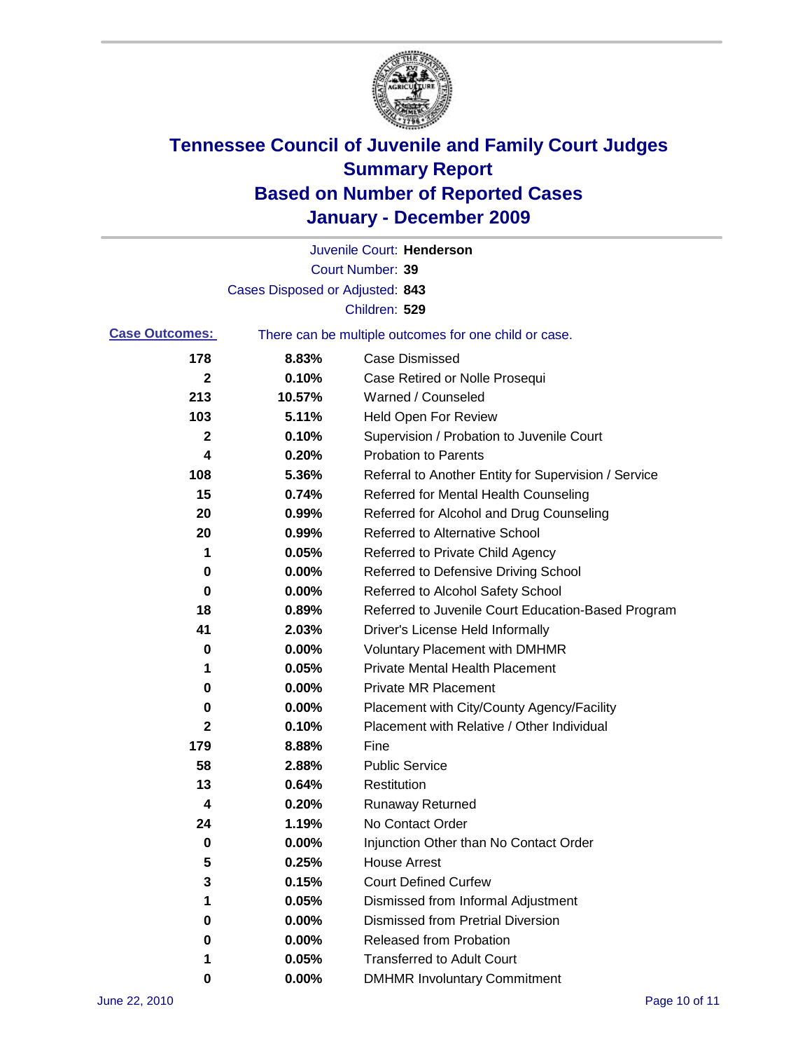# Tennessee Council of Juvenile and Family Court Judges
## Summary Report
## Based on Number of Reported Cases
## January - December 2009

Juvenile Court: **Henderson**
Court Number: **39**
Cases Disposed or Adjusted: **843**
Children: **529**

**Case Outcomes:** There can be multiple outcomes for one child or case.

| Count | Percent | Outcome |
|---|---|---|
| 178 | 8.83% | Case Dismissed |
| 2 | 0.10% | Case Retired or Nolle Prosequi |
| 213 | 10.57% | Warned / Counseled |
| 103 | 5.11% | Held Open For Review |
| 2 | 0.10% | Supervision / Probation to Juvenile Court |
| 4 | 0.20% | Probation to Parents |
| 108 | 5.36% | Referral to Another Entity for Supervision / Service |
| 15 | 0.74% | Referred for Mental Health Counseling |
| 20 | 0.99% | Referred for Alcohol and Drug Counseling |
| 20 | 0.99% | Referred to Alternative School |
| 1 | 0.05% | Referred to Private Child Agency |
| 0 | 0.00% | Referred to Defensive Driving School |
| 0 | 0.00% | Referred to Alcohol Safety School |
| 18 | 0.89% | Referred to Juvenile Court Education-Based Program |
| 41 | 2.03% | Driver's License Held Informally |
| 0 | 0.00% | Voluntary Placement with DMHMR |
| 1 | 0.05% | Private Mental Health Placement |
| 0 | 0.00% | Private MR Placement |
| 0 | 0.00% | Placement with City/County Agency/Facility |
| 2 | 0.10% | Placement with Relative / Other Individual |
| 179 | 8.88% | Fine |
| 58 | 2.88% | Public Service |
| 13 | 0.64% | Restitution |
| 4 | 0.20% | Runaway Returned |
| 24 | 1.19% | No Contact Order |
| 0 | 0.00% | Injunction Other than No Contact Order |
| 5 | 0.25% | House Arrest |
| 3 | 0.15% | Court Defined Curfew |
| 1 | 0.05% | Dismissed from Informal Adjustment |
| 0 | 0.00% | Dismissed from Pretrial Diversion |
| 0 | 0.00% | Released from Probation |
| 1 | 0.05% | Transferred to Adult Court |
| 0 | 0.00% | DMHMR Involuntary Commitment |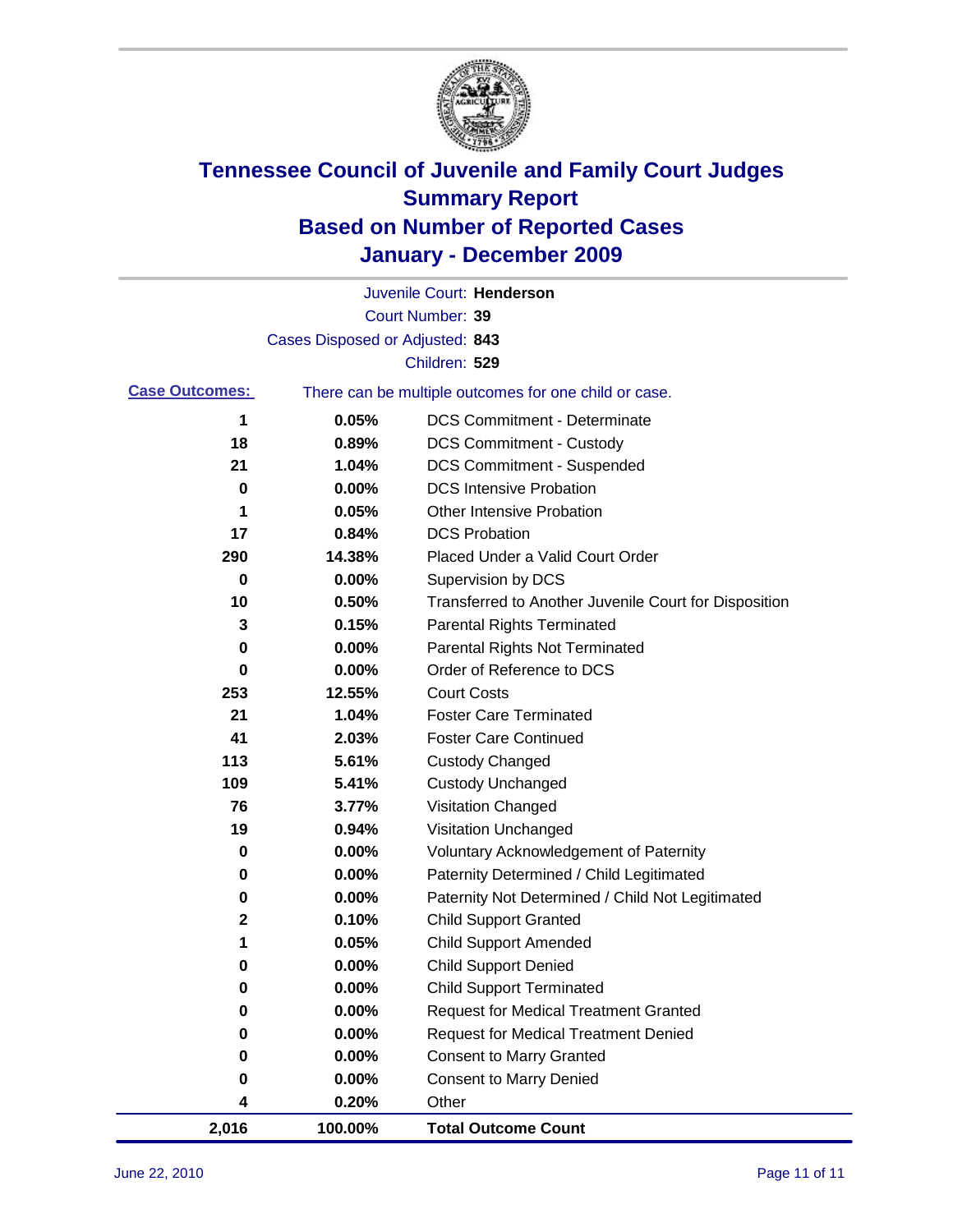# Tennessee Council of Juvenile and Family Court Judges
## Summary Report
## Based on Number of Reported Cases
## January - December 2009

Juvenile Court: **Henderson**

Court Number: **39**

Cases Disposed or Adjusted: **843**

Children: **529**

**Case Outcomes:** There can be multiple outcomes for one child or case.

| | | |
|---|---|---|
| 1 | 0.05% | DCS Commitment - Determinate |
| 18 | 0.89% | DCS Commitment - Custody |
| 21 | 1.04% | DCS Commitment - Suspended |
| 0 | 0.00% | DCS Intensive Probation |
| 1 | 0.05% | Other Intensive Probation |
| 17 | 0.84% | DCS Probation |
| 290 | 14.38% | Placed Under a Valid Court Order |
| 0 | 0.00% | Supervision by DCS |
| 10 | 0.50% | Transferred to Another Juvenile Court for Disposition |
| 3 | 0.15% | Parental Rights Terminated |
| 0 | 0.00% | Parental Rights Not Terminated |
| 0 | 0.00% | Order of Reference to DCS |
| 253 | 12.55% | Court Costs |
| 21 | 1.04% | Foster Care Terminated |
| 41 | 2.03% | Foster Care Continued |
| 113 | 5.61% | Custody Changed |
| 109 | 5.41% | Custody Unchanged |
| 76 | 3.77% | Visitation Changed |
| 19 | 0.94% | Visitation Unchanged |
| 0 | 0.00% | Voluntary Acknowledgement of Paternity |
| 0 | 0.00% | Paternity Determined / Child Legitimated |
| 0 | 0.00% | Paternity Not Determined / Child Not Legitimated |
| 2 | 0.10% | Child Support Granted |
| 1 | 0.05% | Child Support Amended |
| 0 | 0.00% | Child Support Denied |
| 0 | 0.00% | Child Support Terminated |
| 0 | 0.00% | Request for Medical Treatment Granted |
| 0 | 0.00% | Request for Medical Treatment Denied |
| 0 | 0.00% | Consent to Marry Granted |
| 0 | 0.00% | Consent to Marry Denied |
| 4 | 0.20% | Other |
| **2,016** | **100.00%** | **Total Outcome Count** |

June 22, 2010